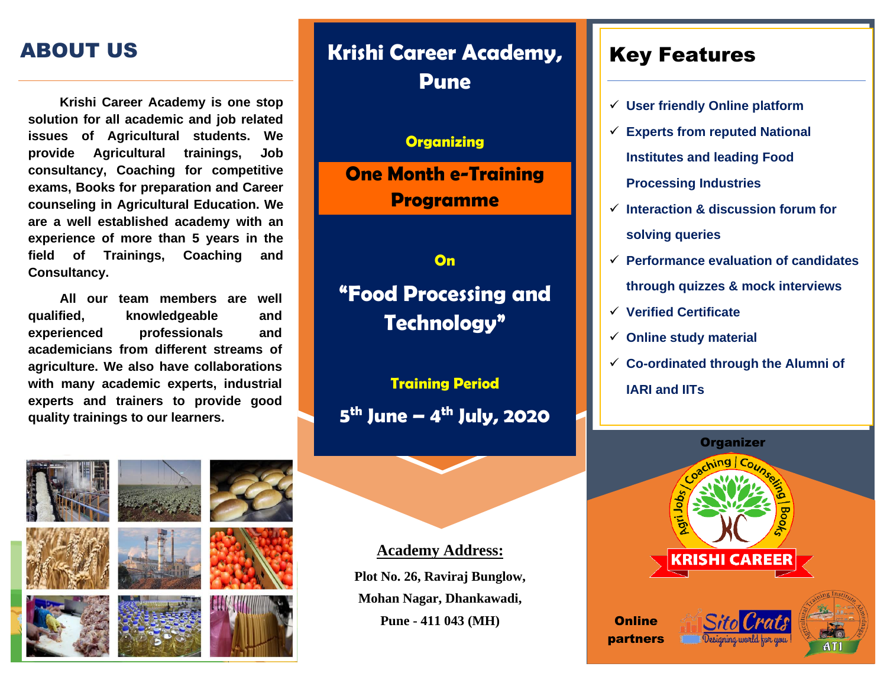## ABOUT US

Krishi Career Academy is one stop solution for all academic and job related issues of Agricultural students. We provide Agricultural trainings, Job consultancy, Coaching for competitive exams, Books for preparation and Career counseling in Agricultural Education. We are a well established academy with an experience of more than 5 years in the field of Trainings, Coaching and Consultancy.

All our team members are well qualified, knowledgeable and experienced professionals and academicians from different streams of agriculture. We also have collaborations with many academic experts, industrial experts and trainers to provide good quality trainings to our learners.

# Krishi Career Academy, Pune

**Organizing**

## One Month e-Training Programme

**On**

## "Food Processing and Technology"

**Training Period**

**5th June – 4th July, 2020**

**Academy Address:**

**Plot No. 26, Raviraj Bunglow,**
**Mohan Nagar, Dhankawadi,**
**Pune - 411 043 (MH)**

## Key Features

- ✓ User friendly Online platform
- ✓ Experts from reputed National Institutes and leading Food Processing Industries
- ✓ Interaction & discussion forum for solving queries
- ✓ Performance evaluation of candidates through quizzes & mock interviews
- ✓ Verified Certificate
- ✓ Online study material
- ✓ Co-ordinated through the Alumni of IARI and IITs

**Organizer**

Agri Jobs | Coaching | Counseling | Books

KRISHI CAREER

**Online partners**

SitoCrats — Designing world for you

Agricultural Training Institute, Ahmednagar — ATI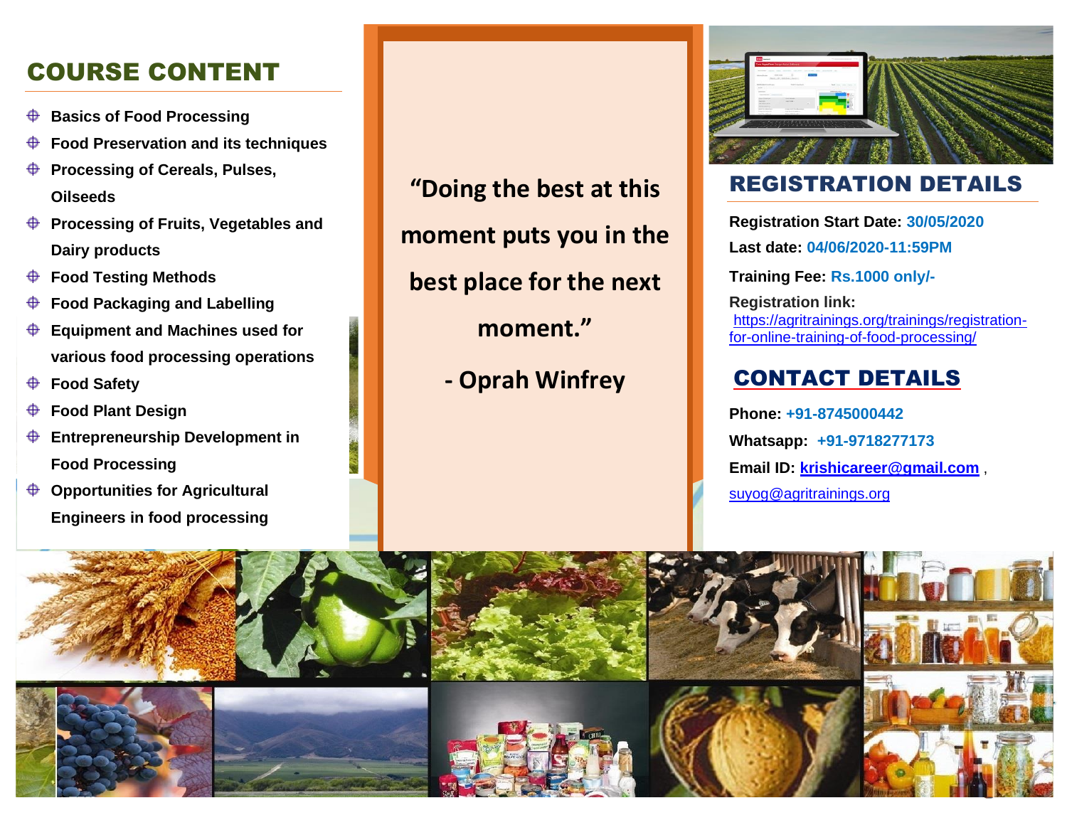## COURSE CONTENT

- Basics of Food Processing
- Food Preservation and its techniques
- Processing of Cereals, Pulses, Oilseeds
- Processing of Fruits, Vegetables and Dairy products
- Food Testing Methods
- Food Packaging and Labelling
- Equipment and Machines used for various food processing operations
- Food Safety
- Food Plant Design
- Entrepreneurship Development in Food Processing
- Opportunities for Agricultural Engineers in food processing

**"Doing the best at this moment puts you in the best place for the next moment."**

**- Oprah Winfrey**

## REGISTRATION DETAILS

**Registration Start Date:** 30/05/2020

**Last date:** 04/06/2020-11:59PM

**Training Fee:** Rs.1000 only/-

**Registration link:**
https://agritrainings.org/trainings/registration-for-online-training-of-food-processing/

## CONTACT DETAILS

**Phone:** +91-8745000442

**Whatsapp:** +91-9718277173

**Email ID:** **krishicareer@gmail.com** , suyog@agritrainings.org